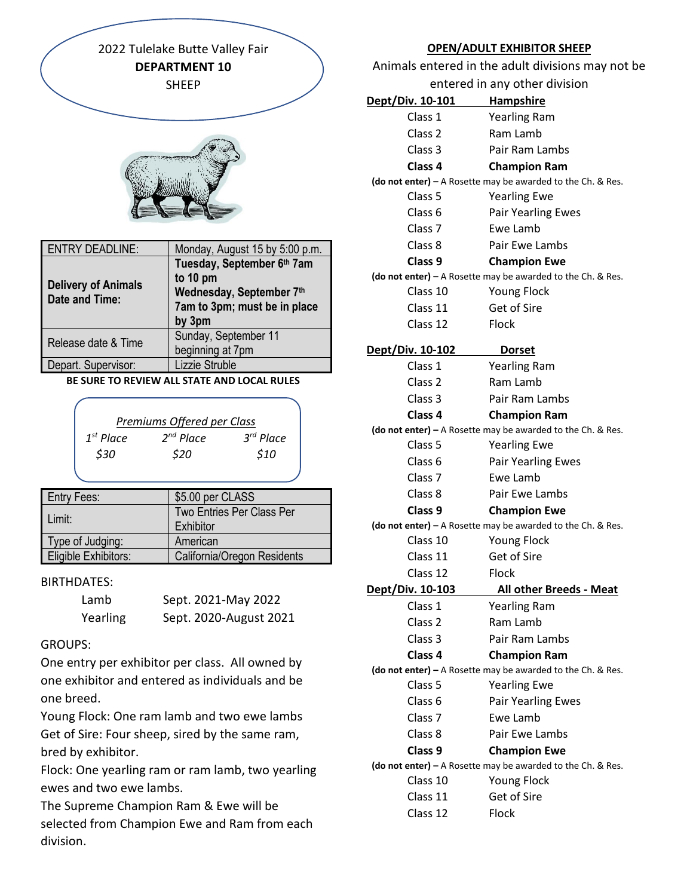# 2022 Tulelake Butte Valley Fair

## DEPARTMENT 10

## SHEEP

| ENTRY DEADLINE: | Monday, August 15 by 5:00 p.m. |
|---|---|
| **Delivery of Animals Date and Time:** | **Tuesday, September 6th 7am to 10 pm**<br>**Wednesday, September 7th 7am to 3pm; must be in place by 3pm** |
| Release date & Time | Sunday, September 11 beginning at 7pm |
| Depart. Supervisor: | Lizzie Struble |

**BE SURE TO REVIEW ALL STATE AND LOCAL RULES**

*Premiums Offered per Class*

| *1st Place* | *2nd Place* | *3rd Place* |
|---|---|---|
| *$30* | *$20* | *$10* |

| Entry Fees: | $5.00 per CLASS |
|---|---|
| Limit: | Two Entries Per Class Per Exhibitor |
| Type of Judging: | American |
| Eligible Exhibitors: | California/Oregon Residents |

BIRTHDATES:

| | |
|---|---|
| Lamb | Sept. 2021-May 2022 |
| Yearling | Sept. 2020-August 2021 |

GROUPS:

One entry per exhibitor per class. All owned by one exhibitor and entered as individuals and be one breed.

Young Flock: One ram lamb and two ewe lambs

Get of Sire: Four sheep, sired by the same ram, bred by exhibitor.

Flock: One yearling ram or ram lamb, two yearling ewes and two ewe lambs.

The Supreme Champion Ram & Ewe will be selected from Champion Ewe and Ram from each division.

## OPEN/ADULT EXHIBITOR SHEEP

Animals entered in the adult divisions may not be entered in any other division

**Dept/Div. 10-101 Hampshire**

| | |
|---|---|
| Class 1 | Yearling Ram |
| Class 2 | Ram Lamb |
| Class 3 | Pair Ram Lambs |
| **Class 4** | **Champion Ram** |

**(do not enter)** – A Rosette may be awarded to the Ch. & Res.

| | |
|---|---|
| Class 5 | Yearling Ewe |
| Class 6 | Pair Yearling Ewes |
| Class 7 | Ewe Lamb |
| Class 8 | Pair Ewe Lambs |
| **Class 9** | **Champion Ewe** |

**(do not enter)** – A Rosette may be awarded to the Ch. & Res.

| | |
|---|---|
| Class 10 | Young Flock |
| Class 11 | Get of Sire |
| Class 12 | Flock |

**Dept/Div. 10-102 Dorset**

| | |
|---|---|
| Class 1 | Yearling Ram |
| Class 2 | Ram Lamb |
| Class 3 | Pair Ram Lambs |
| **Class 4** | **Champion Ram** |

**(do not enter)** – A Rosette may be awarded to the Ch. & Res.

| | |
|---|---|
| Class 5 | Yearling Ewe |
| Class 6 | Pair Yearling Ewes |
| Class 7 | Ewe Lamb |
| Class 8 | Pair Ewe Lambs |
| **Class 9** | **Champion Ewe** |

**(do not enter)** – A Rosette may be awarded to the Ch. & Res.

| | |
|---|---|
| Class 10 | Young Flock |
| Class 11 | Get of Sire |
| Class 12 | Flock |

**Dept/Div. 10-103 All other Breeds - Meat**

| | |
|---|---|
| Class 1 | Yearling Ram |
| Class 2 | Ram Lamb |
| Class 3 | Pair Ram Lambs |
| **Class 4** | **Champion Ram** |

**(do not enter)** – A Rosette may be awarded to the Ch. & Res.

| | |
|---|---|
| Class 5 | Yearling Ewe |
| Class 6 | Pair Yearling Ewes |
| Class 7 | Ewe Lamb |
| Class 8 | Pair Ewe Lambs |
| **Class 9** | **Champion Ewe** |

**(do not enter)** – A Rosette may be awarded to the Ch. & Res.

| | |
|---|---|
| Class 10 | Young Flock |
| Class 11 | Get of Sire |
| Class 12 | Flock |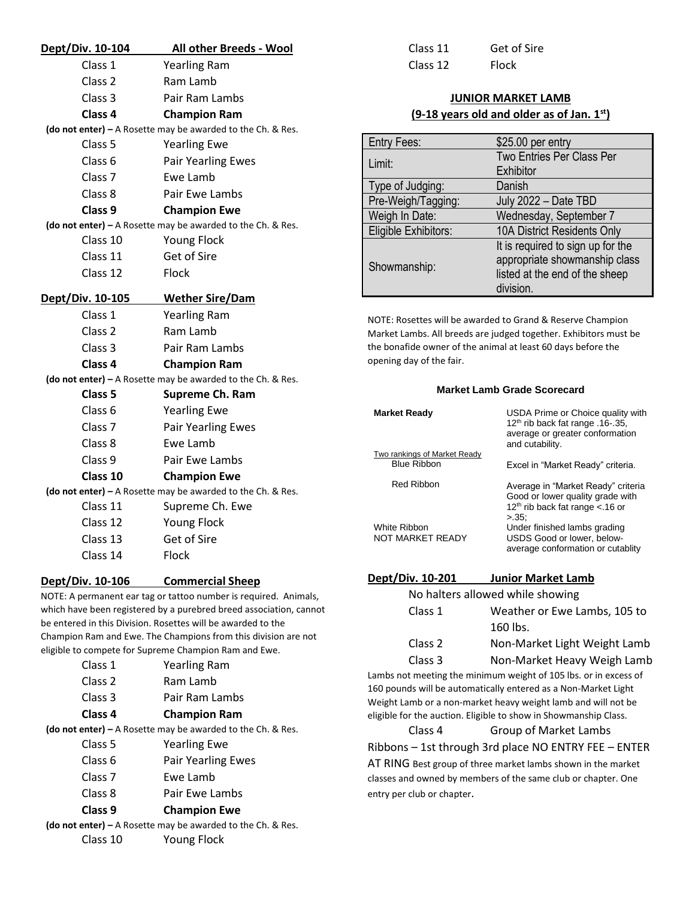**Dept/Div. 10-104 All other Breeds - Wool**

Class 1 Yearling Ram
Class 2 Ram Lamb
Class 3 Pair Ram Lambs
**Class 4 Champion Ram**
**(do not enter) –** A Rosette may be awarded to the Ch. & Res.
Class 5 Yearling Ewe
Class 6 Pair Yearling Ewes
Class 7 Ewe Lamb
Class 8 Pair Ewe Lambs
**Class 9 Champion Ewe**
**(do not enter) –** A Rosette may be awarded to the Ch. & Res.
Class 10 Young Flock
Class 11 Get of Sire
Class 12 Flock

**Dept/Div. 10-105 Wether Sire/Dam**

Class 1 Yearling Ram
Class 2 Ram Lamb
Class 3 Pair Ram Lambs
**Class 4 Champion Ram**
**(do not enter) –** A Rosette may be awarded to the Ch. & Res.
**Class 5 Supreme Ch. Ram**
Class 6 Yearling Ewe
Class 7 Pair Yearling Ewes
Class 8 Ewe Lamb
Class 9 Pair Ewe Lambs
**Class 10 Champion Ewe**
**(do not enter) –** A Rosette may be awarded to the Ch. & Res.
Class 11 Supreme Ch. Ewe
Class 12 Young Flock
Class 13 Get of Sire
Class 14 Flock

**Dept/Div. 10-106 Commercial Sheep**

NOTE: A permanent ear tag or tattoo number is required. Animals, which have been registered by a purebred breed association, cannot be entered in this Division. Rosettes will be awarded to the Champion Ram and Ewe. The Champions from this division are not eligible to compete for Supreme Champion Ram and Ewe.

Class 1 Yearling Ram
Class 2 Ram Lamb
Class 3 Pair Ram Lambs
**Class 4 Champion Ram**
**(do not enter) –** A Rosette may be awarded to the Ch. & Res.
Class 5 Yearling Ewe
Class 6 Pair Yearling Ewes
Class 7 Ewe Lamb
Class 8 Pair Ewe Lambs
**Class 9 Champion Ewe**
**(do not enter) –** A Rosette may be awarded to the Ch. & Res.
Class 10 Young Flock
Class 11 Get of Sire
Class 12 Flock

## JUNIOR MARKET LAMB
## (9-18 years old and older as of Jan. 1st)

| | |
|---|---|
| Entry Fees: | $25.00 per entry |
| Limit: | Two Entries Per Class Per Exhibitor |
| Type of Judging: | Danish |
| Pre-Weigh/Tagging: | July 2022 – Date TBD |
| Weigh In Date: | Wednesday, September 7 |
| Eligible Exhibitors: | 10A District Residents Only |
| Showmanship: | It is required to sign up for the appropriate showmanship class listed at the end of the sheep division. |

NOTE: Rosettes will be awarded to Grand & Reserve Champion Market Lambs. All breeds are judged together. Exhibitors must be the bonafide owner of the animal at least 60 days before the opening day of the fair.

**Market Lamb Grade Scorecard**

| | |
|---|---|
| **Market Ready** | USDA Prime or Choice quality with 12th rib back fat range .16-.35, average or greater conformation and cutability. |
| Two rankings of Market Ready<br>Blue Ribbon | Excel in "Market Ready" criteria. |
| Red Ribbon | Average in "Market Ready" criteria Good or lower quality grade with 12th rib back fat range <.16 or >.35; |
| White Ribbon<br>NOT MARKET READY | Under finished lambs grading USDS Good or lower, below-average conformation or cutablity |

**Dept/Div. 10-201 Junior Market Lamb**

No halters allowed while showing

Class 1 Weather or Ewe Lambs, 105 to 160 lbs.
Class 2 Non-Market Light Weight Lamb
Class 3 Non-Market Heavy Weigh Lamb

Lambs not meeting the minimum weight of 105 lbs. or in excess of 160 pounds will be automatically entered as a Non-Market Light Weight Lamb or a non-market heavy weight lamb and will not be eligible for the auction. Eligible to show in Showmanship Class.

Class 4 Group of Market Lambs

Ribbons – 1st through 3rd place NO ENTRY FEE – ENTER AT RING Best group of three market lambs shown in the market classes and owned by members of the same club or chapter. One entry per club or chapter.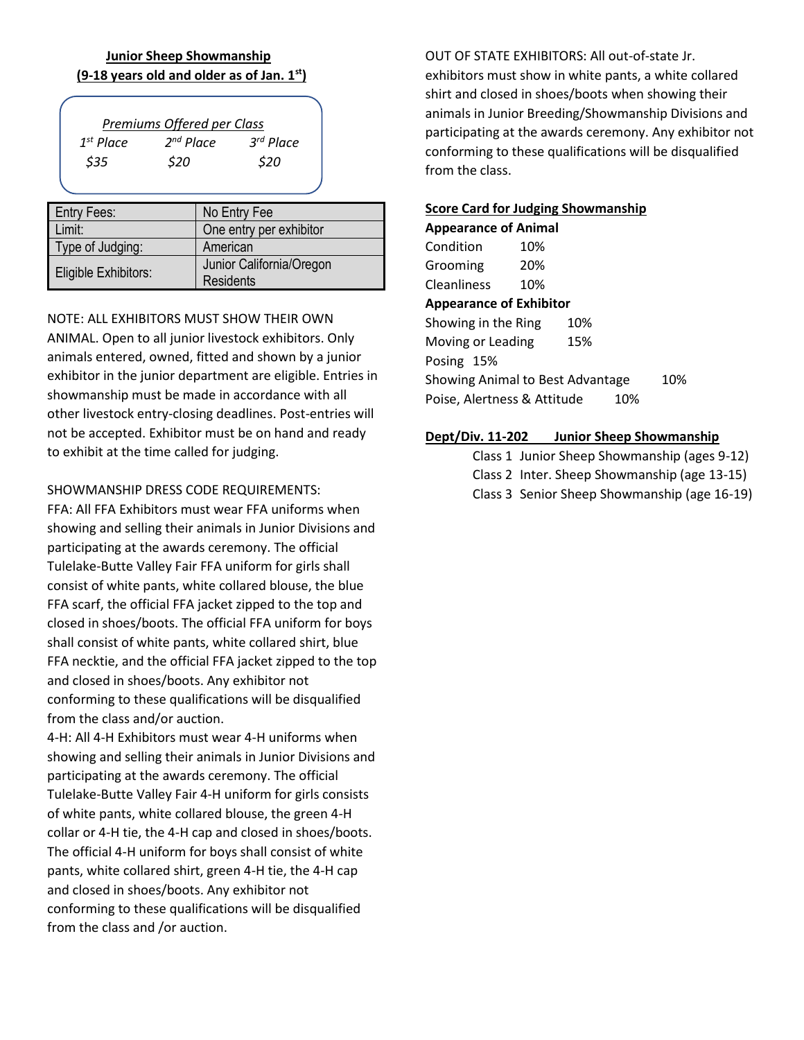**Junior Sheep Showmanship**
**(9-18 years old and older as of Jan. 1st)**

| *Premiums Offered per Class* | | |
|---|---|---|
| *1st Place* | *2nd Place* | *3rd Place* |
| *$35* | *$20* | *$20* |

| Entry Fees: | No Entry Fee |
|---|---|
| Limit: | One entry per exhibitor |
| Type of Judging: | American |
| Eligible Exhibitors: | Junior California/Oregon Residents |

NOTE: ALL EXHIBITORS MUST SHOW THEIR OWN ANIMAL. Open to all junior livestock exhibitors. Only animals entered, owned, fitted and shown by a junior exhibitor in the junior department are eligible. Entries in showmanship must be made in accordance with all other livestock entry-closing deadlines. Post-entries will not be accepted. Exhibitor must be on hand and ready to exhibit at the time called for judging.

SHOWMANSHIP DRESS CODE REQUIREMENTS:
FFA: All FFA Exhibitors must wear FFA uniforms when showing and selling their animals in Junior Divisions and participating at the awards ceremony. The official Tulelake-Butte Valley Fair FFA uniform for girls shall consist of white pants, white collared blouse, the blue FFA scarf, the official FFA jacket zipped to the top and closed in shoes/boots. The official FFA uniform for boys shall consist of white pants, white collared shirt, blue FFA necktie, and the official FFA jacket zipped to the top and closed in shoes/boots. Any exhibitor not conforming to these qualifications will be disqualified from the class and/or auction.
4-H: All 4-H Exhibitors must wear 4-H uniforms when showing and selling their animals in Junior Divisions and participating at the awards ceremony. The official Tulelake-Butte Valley Fair 4-H uniform for girls consists of white pants, white collared blouse, the green 4-H collar or 4-H tie, the 4-H cap and closed in shoes/boots. The official 4-H uniform for boys shall consist of white pants, white collared shirt, green 4-H tie, the 4-H cap and closed in shoes/boots. Any exhibitor not conforming to these qualifications will be disqualified from the class and /or auction.

OUT OF STATE EXHIBITORS: All out-of-state Jr. exhibitors must show in white pants, a white collared shirt and closed in shoes/boots when showing their animals in Junior Breeding/Showmanship Divisions and participating at the awards ceremony. Any exhibitor not conforming to these qualifications will be disqualified from the class.

**Score Card for Judging Showmanship**

**Appearance of Animal**
Condition 10%
Grooming 20%
Cleanliness 10%

**Appearance of Exhibitor**
Showing in the Ring 10%
Moving or Leading 15%
Posing 15%
Showing Animal to Best Advantage 10%
Poise, Alertness & Attitude 10%

**Dept/Div. 11-202 Junior Sheep Showmanship**

Class 1 Junior Sheep Showmanship (ages 9-12)
Class 2 Inter. Sheep Showmanship (age 13-15)
Class 3 Senior Sheep Showmanship (age 16-19)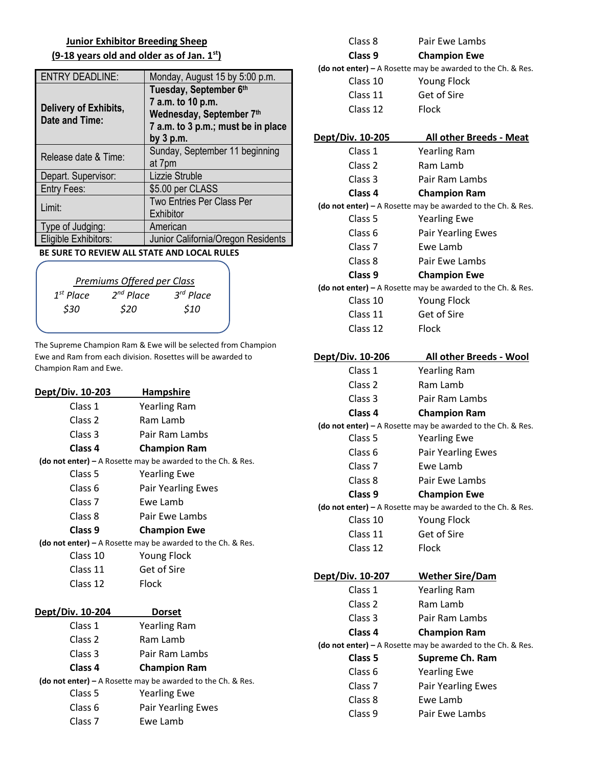**Junior Exhibitor Breeding Sheep**
**(9-18 years old and older as of Jan. 1st)**

| ENTRY DEADLINE: | Monday, August 15 by 5:00 p.m. |
|---|---|
| **Delivery of Exhibits, Date and Time:** | **Tuesday, September 6th 7 a.m. to 10 p.m. Wednesday, September 7th 7 a.m. to 3 p.m.; must be in place by 3 p.m.** |
| Release date & Time: | Sunday, September 11 beginning at 7pm |
| Depart. Supervisor: | Lizzie Struble |
| Entry Fees: | $5.00 per CLASS |
| Limit: | Two Entries Per Class Per Exhibitor |
| Type of Judging: | American |
| Eligible Exhibitors: | Junior California/Oregon Residents |

**BE SURE TO REVIEW ALL STATE AND LOCAL RULES**

*Premiums Offered per Class*

| *1st Place* | *2nd Place* | *3rd Place* |
|---|---|---|
| *$30* | *$20* | *$10* |

The Supreme Champion Ram & Ewe will be selected from Champion Ewe and Ram from each division. Rosettes will be awarded to Champion Ram and Ewe.

**Dept/Div. 10-203 Hampshire**

Class 1 Yearling Ram
Class 2 Ram Lamb
Class 3 Pair Ram Lambs
**Class 4 Champion Ram**
**(do not enter) –** A Rosette may be awarded to the Ch. & Res.
Class 5 Yearling Ewe
Class 6 Pair Yearling Ewes
Class 7 Ewe Lamb
Class 8 Pair Ewe Lambs
**Class 9 Champion Ewe**
**(do not enter) –** A Rosette may be awarded to the Ch. & Res.
Class 10 Young Flock
Class 11 Get of Sire
Class 12 Flock

**Dept/Div. 10-204 Dorset**

Class 1 Yearling Ram
Class 2 Ram Lamb
Class 3 Pair Ram Lambs
**Class 4 Champion Ram**
**(do not enter) –** A Rosette may be awarded to the Ch. & Res.
Class 5 Yearling Ewe
Class 6 Pair Yearling Ewes
Class 7 Ewe Lamb
Class 8 Pair Ewe Lambs
**Class 9 Champion Ewe**
**(do not enter) –** A Rosette may be awarded to the Ch. & Res.
Class 10 Young Flock
Class 11 Get of Sire
Class 12 Flock

**Dept/Div. 10-205 All other Breeds - Meat**

Class 1 Yearling Ram
Class 2 Ram Lamb
Class 3 Pair Ram Lambs
**Class 4 Champion Ram**
**(do not enter) –** A Rosette may be awarded to the Ch. & Res.
Class 5 Yearling Ewe
Class 6 Pair Yearling Ewes
Class 7 Ewe Lamb
Class 8 Pair Ewe Lambs
**Class 9 Champion Ewe**
**(do not enter) –** A Rosette may be awarded to the Ch. & Res.
Class 10 Young Flock
Class 11 Get of Sire
Class 12 Flock

**Dept/Div. 10-206 All other Breeds - Wool**

Class 1 Yearling Ram
Class 2 Ram Lamb
Class 3 Pair Ram Lambs
**Class 4 Champion Ram**
**(do not enter) –** A Rosette may be awarded to the Ch. & Res.
Class 5 Yearling Ewe
Class 6 Pair Yearling Ewes
Class 7 Ewe Lamb
Class 8 Pair Ewe Lambs
**Class 9 Champion Ewe**
**(do not enter) –** A Rosette may be awarded to the Ch. & Res.
Class 10 Young Flock
Class 11 Get of Sire
Class 12 Flock

**Dept/Div. 10-207 Wether Sire/Dam**

Class 1 Yearling Ram
Class 2 Ram Lamb
Class 3 Pair Ram Lambs
**Class 4 Champion Ram**
**(do not enter) –** A Rosette may be awarded to the Ch. & Res.
**Class 5 Supreme Ch. Ram**
Class 6 Yearling Ewe
Class 7 Pair Yearling Ewes
Class 8 Ewe Lamb
Class 9 Pair Ewe Lambs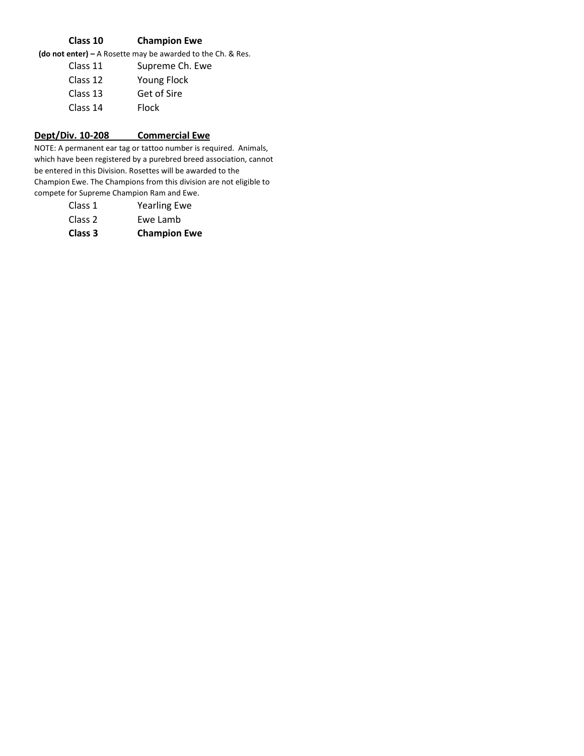**Class 10 Champion Ewe**

**(do not enter) –** A Rosette may be awarded to the Ch. & Res.

Class 11 Supreme Ch. Ewe

Class 12 Young Flock

Class 13 Get of Sire

Class 14 Flock

## Dept/Div. 10-208 Commercial Ewe

NOTE: A permanent ear tag or tattoo number is required. Animals, which have been registered by a purebred breed association, cannot be entered in this Division. Rosettes will be awarded to the Champion Ewe. The Champions from this division are not eligible to compete for Supreme Champion Ram and Ewe.

Class 1 Yearling Ewe

Class 2 Ewe Lamb

**Class 3 Champion Ewe**